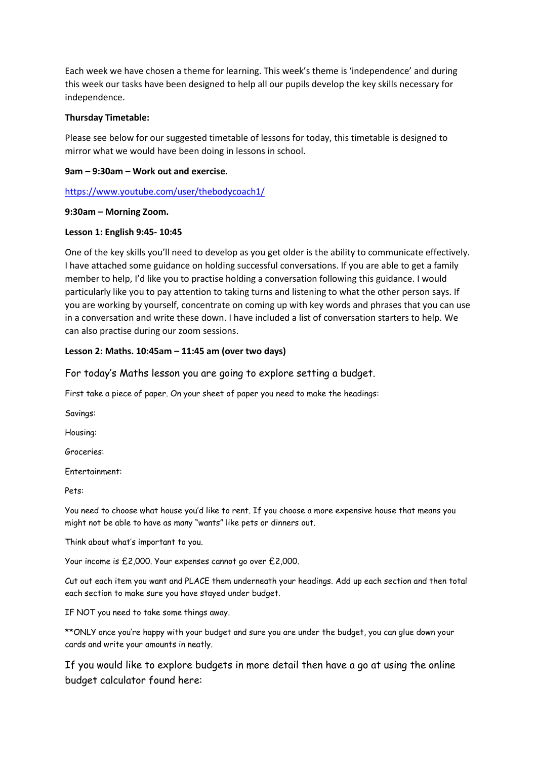Each week we have chosen a theme for learning. This week's theme is 'independence' and during this week our tasks have been designed to help all our pupils develop the key skills necessary for independence.

**Thursday Timetable:**

Please see below for our suggested timetable of lessons for today, this timetable is designed to mirror what we would have been doing in lessons in school.

**9am – 9:30am – Work out and exercise.**

https://www.youtube.com/user/thebodycoach1/

**9:30am – Morning Zoom.**

**Lesson 1: English 9:45- 10:45**

One of the key skills you'll need to develop as you get older is the ability to communicate effectively. I have attached some guidance on holding successful conversations. If you are able to get a family member to help, I'd like you to practise holding a conversation following this guidance. I would particularly like you to pay attention to taking turns and listening to what the other person says. If you are working by yourself, concentrate on coming up with key words and phrases that you can use in a conversation and write these down. I have included a list of conversation starters to help. We can also practise during our zoom sessions.

**Lesson 2: Maths. 10:45am – 11:45 am (over two days)**

For today's Maths lesson you are going to explore setting a budget.

First take a piece of paper. On your sheet of paper you need to make the headings:

Savings:

Housing:

Groceries:

Entertainment:

Pets:

You need to choose what house you'd like to rent. If you choose a more expensive house that means you might not be able to have as many "wants" like pets or dinners out.

Think about what's important to you.

Your income is £2,000. Your expenses cannot go over £2,000.

Cut out each item you want and PLACE them underneath your headings. Add up each section and then total each section to make sure you have stayed under budget.

IF NOT you need to take some things away.

**ONLY once you're happy with your budget and sure you are under the budget, you can glue down your cards and write your amounts in neatly.

If you would like to explore budgets in more detail then have a go at using the online budget calculator found here: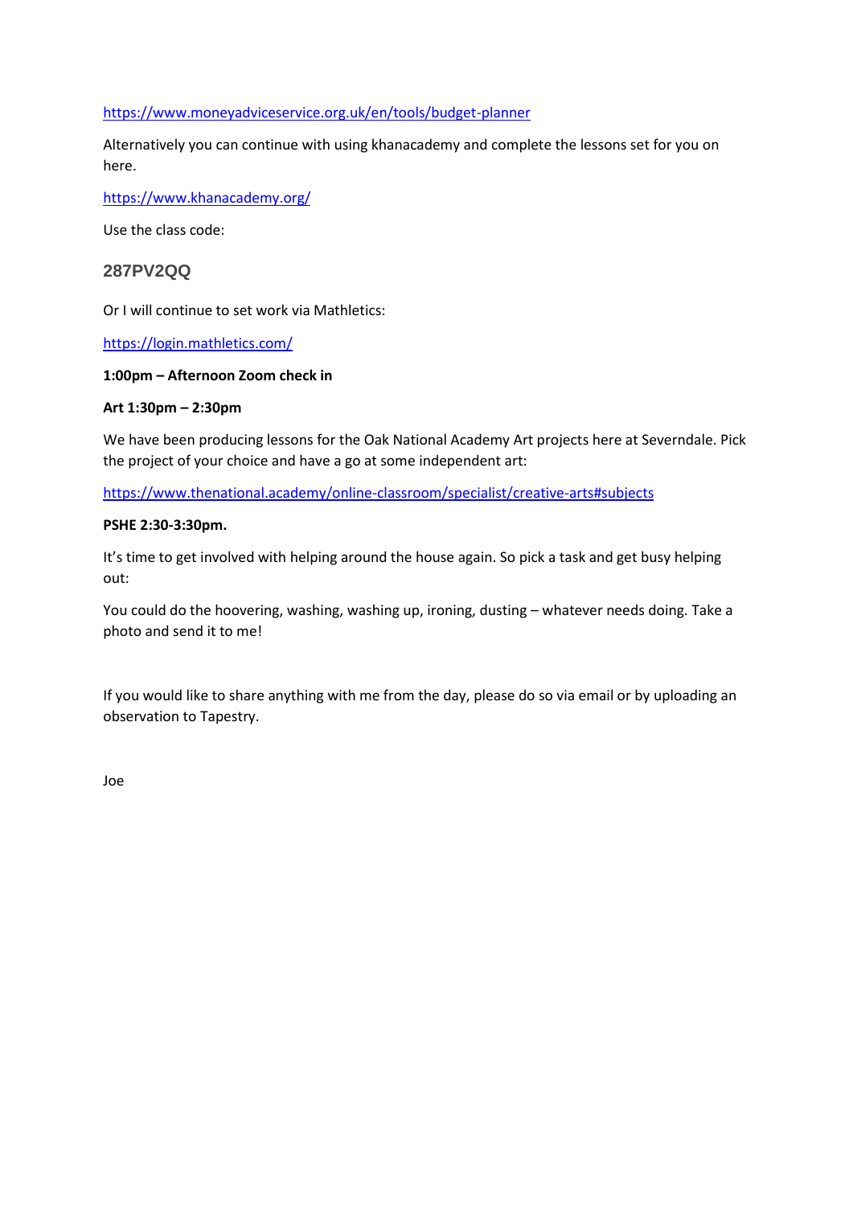https://www.moneyadviceservice.org.uk/en/tools/budget-planner

Alternatively you can continue with using khanacademy and complete the lessons set for you on here.

https://www.khanacademy.org/

Use the class code:

**287PV2QQ**

Or I will continue to set work via Mathletics:

https://login.mathletics.com/

**1:00pm – Afternoon Zoom check in**

**Art 1:30pm – 2:30pm**

We have been producing lessons for the Oak National Academy Art projects here at Severndale. Pick the project of your choice and have a go at some independent art:

https://www.thenational.academy/online-classroom/specialist/creative-arts#subjects

**PSHE 2:30-3:30pm.**

It's time to get involved with helping around the house again. So pick a task and get busy helping out:

You could do the hoovering, washing, washing up, ironing, dusting – whatever needs doing. Take a photo and send it to me!

If you would like to share anything with me from the day, please do so via email or by uploading an observation to Tapestry.

Joe